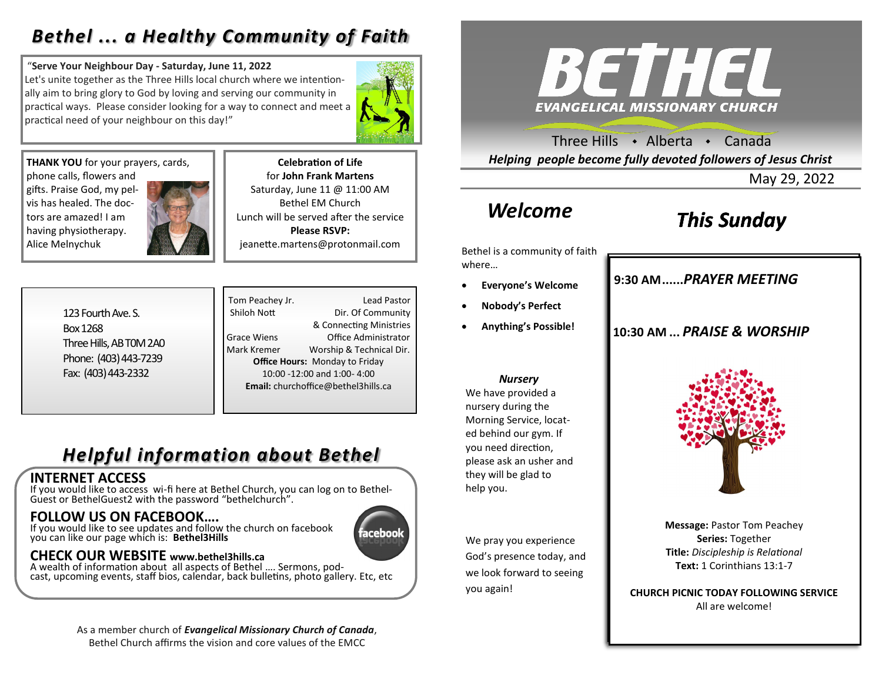# Bethel ... a Healthy Community of Faith

"**Serve Your Neighbour Day - Saturday, June 11, 2022**
Let's unite together as the Three Hills local church where we intentionally aim to bring glory to God by loving and serving our community in practical ways. Please consider looking for a way to connect and meet a practical need of your neighbour on this day!"

**THANK YOU** for your prayers, cards, phone calls, flowers and gifts. Praise God, my pelvis has healed. The doctors are amazed! I am having physiotherapy.
Alice Melnychuk

**Celebration of Life**
for **John Frank Martens**
Saturday, June 11 @ 11:00 AM
Bethel EM Church
Lunch will be served after the service
**Please RSVP:**
jeanette.martens@protonmail.com

123 Fourth Ave. S.
Box 1268
Three Hills, AB T0M 2A0
Phone: (403) 443-7239
Fax: (403) 443-2332

| | |
|---|---|
| Tom Peachey Jr. | Lead Pastor |
| Shiloh Nott | Dir. Of Community & Connecting Ministries |
| Grace Wiens | Office Administrator |
| Mark Kremer | Worship & Technical Dir. |

**Office Hours:** Monday to Friday
10:00 -12:00 and 1:00- 4:00
**Email:** churchoffice@bethel3hills.ca

## Helpful information about Bethel

### INTERNET ACCESS
If you would like to access wi-fi here at Bethel Church, you can log on to BethelGuest or BethelGuest2 with the password "bethelchurch".

### FOLLOW US ON FACEBOOK….
If you would like to see updates and follow the church on facebook you can like our page which is: **Bethel3Hills**

### CHECK OUR WEBSITE www.bethel3hills.ca
A wealth of information about all aspects of Bethel …. Sermons, podcast, upcoming events, staff bios, calendar, back bulletins, photo gallery. Etc, etc

As a member church of ***Evangelical Missionary Church of Canada***, Bethel Church affirms the vision and core values of the EMCC

# BETHEL
## EVANGELICAL MISSIONARY CHURCH

Three Hills • Alberta • Canada

***Helping people become fully devoted followers of Jesus Christ***

May 29, 2022

## *Welcome*

Bethel is a community of faith where…

- **Everyone's Welcome**
- **Nobody's Perfect**
- **Anything's Possible!**

***Nursery***
We have provided a nursery during the Morning Service, located behind our gym. If you need direction, please ask an usher and they will be glad to help you.

We pray you experience God's presence today, and we look forward to seeing you again!

## *This Sunday*

**9:30 AM……*PRAYER MEETING***

**10:30 AM … *PRAISE & WORSHIP***

**Message:** Pastor Tom Peachey
**Series:** Together
**Title:** *Discipleship is Relational*
**Text:** 1 Corinthians 13:1-7

**CHURCH PICNIC TODAY FOLLOWING SERVICE**
All are welcome!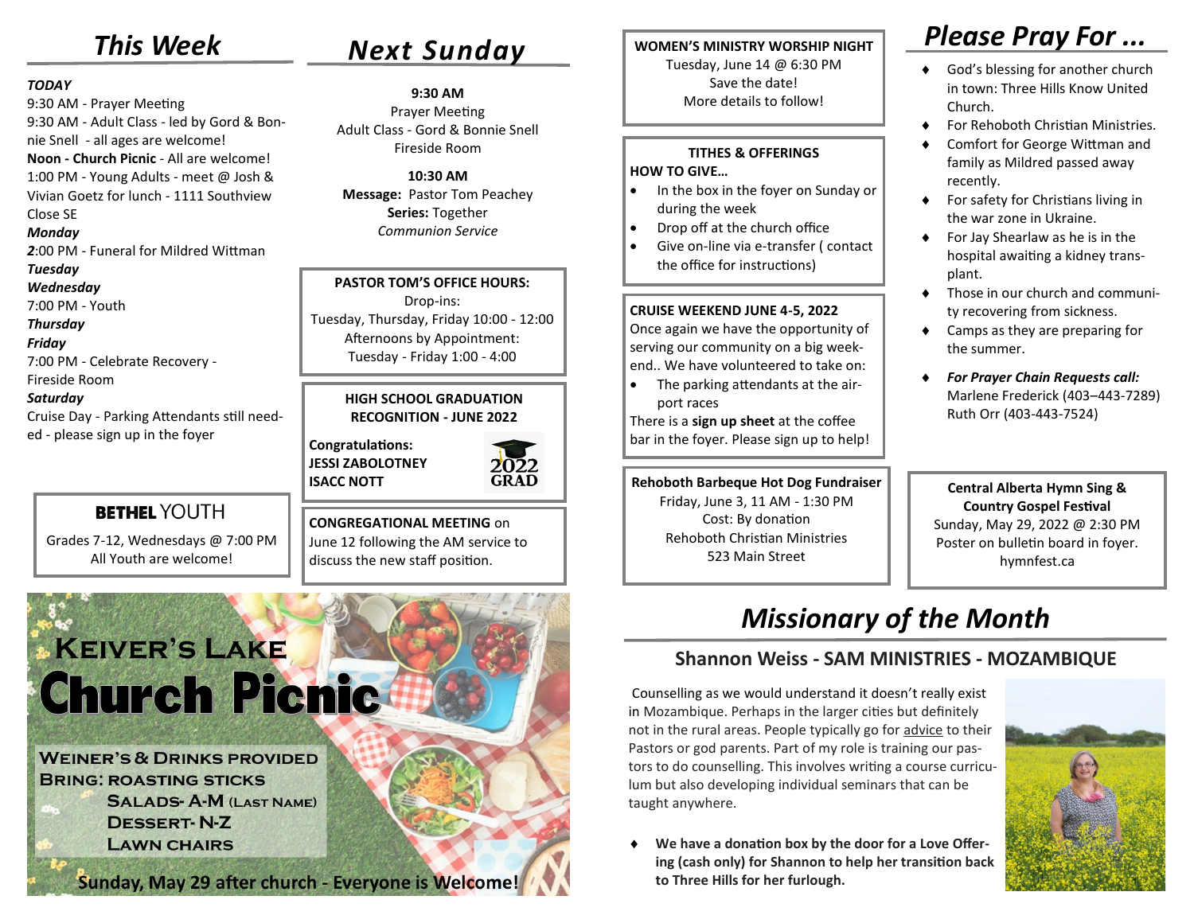## This Week

***TODAY***

9:30 AM - Prayer Meeting

9:30 AM - Adult Class - led by Gord & Bonnie Snell - all ages are welcome!

**Noon - Church Picnic** - All are welcome!

1:00 PM - Young Adults - meet @ Josh & Vivian Goetz for lunch - 1111 Southview Close SE

***Monday***

*2*:00 PM - Funeral for Mildred Wittman

***Tuesday***

***Wednesday***

7:00 PM - Youth

***Thursday***

***Friday***

7:00 PM - Celebrate Recovery - Fireside Room

***Saturday***

Cruise Day - Parking Attendants still needed - please sign up in the foyer

### BETHEL YOUTH

Grades 7-12, Wednesdays @ 7:00 PM
All Youth are welcome!

## Next Sunday

**9:30 AM**
Prayer Meeting
Adult Class - Gord & Bonnie Snell
Fireside Room

**10:30 AM**
**Message:** Pastor Tom Peachey
**Series:** Together
*Communion Service*

**PASTOR TOM'S OFFICE HOURS:**
Drop-ins:
Tuesday, Thursday, Friday 10:00 - 12:00
Afternoons by Appointment:
Tuesday - Friday 1:00 - 4:00

**HIGH SCHOOL GRADUATION RECOGNITION - JUNE 2022**

**Congratulations:**
**JESSI ZABOLOTNEY**
**ISACC NOTT**

2022 GRAD

**CONGREGATIONAL MEETING** on June 12 following the AM service to discuss the new staff position.

## Keiver's Lake Church Picnic

Weiner's & Drinks provided
Bring: roasting sticks
Salads- A-M (Last Name)
Dessert- N-Z
Lawn chairs

**Sunday, May 29 after church - Everyone is Welcome!**

**WOMEN'S MINISTRY WORSHIP NIGHT**
Tuesday, June 14 @ 6:30 PM
Save the date!
More details to follow!

**TITHES & OFFERINGS**

**HOW TO GIVE…**

- In the box in the foyer on Sunday or during the week
- Drop off at the church office
- Give on-line via e-transfer ( contact the office for instructions)

**CRUISE WEEKEND JUNE 4-5, 2022**

Once again we have the opportunity of serving our community on a big weekend.. We have volunteered to take on:

- The parking attendants at the airport races

There is a **sign up sheet** at the coffee bar in the foyer. Please sign up to help!

**Rehoboth Barbeque Hot Dog Fundraiser**
Friday, June 3, 11 AM - 1:30 PM
Cost: By donation
Rehoboth Christian Ministries
523 Main Street

## *Please Pray For ...*

- God's blessing for another church in town: Three Hills Know United Church.
- For Rehoboth Christian Ministries.
- Comfort for George Wittman and family as Mildred passed away recently.
- For safety for Christians living in the war zone in Ukraine.
- For Jay Shearlaw as he is in the hospital awaiting a kidney transplant.
- Those in our church and community recovering from sickness.
- Camps as they are preparing for the summer.
- ***For Prayer Chain Requests call:*** Marlene Frederick (403–443-7289) Ruth Orr (403-443-7524)

**Central Alberta Hymn Sing & Country Gospel Festival**
Sunday, May 29, 2022 @ 2:30 PM
Poster on bulletin board in foyer.
hymnfest.ca

## *Missionary of the Month*

### Shannon Weiss - SAM MINISTRIES - MOZAMBIQUE

Counselling as we would understand it doesn't really exist in Mozambique. Perhaps in the larger cities but definitely not in the rural areas. People typically go for advice to their Pastors or god parents. Part of my role is training our pastors to do counselling. This involves writing a course curriculum but also developing individual seminars that can be taught anywhere.

- **We have a donation box by the door for a Love Offering (cash only) for Shannon to help her transition back to Three Hills for her furlough.**